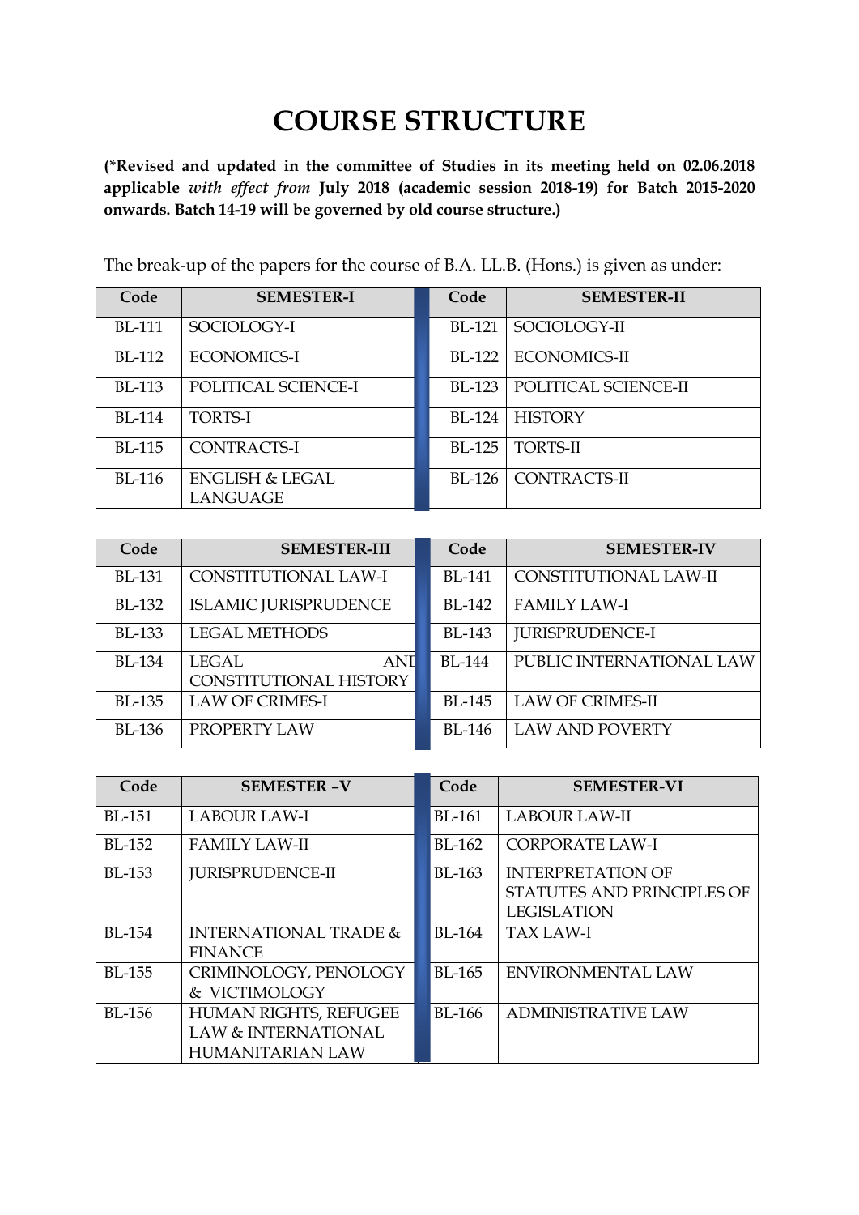# COURSE STRUCTURE

**(*Revised and updated in the committee of Studies in its meeting held on 02.06.2018 applicable *with effect from* July 2018 (academic session 2018-19) for Batch 2015-2020 onwards. Batch 14-19 will be governed by old course structure.)**

The break-up of the papers for the course of B.A. LL.B. (Hons.) is given as under:

| Code | SEMESTER-I | Code | SEMESTER-II |
|---|---|---|---|
| BL-111 | SOCIOLOGY-I | BL-121 | SOCIOLOGY-II |
| BL-112 | ECONOMICS-I | BL-122 | ECONOMICS-II |
| BL-113 | POLITICAL SCIENCE-I | BL-123 | POLITICAL SCIENCE-II |
| BL-114 | TORTS-I | BL-124 | HISTORY |
| BL-115 | CONTRACTS-I | BL-125 | TORTS-II |
| BL-116 | ENGLISH & LEGAL LANGUAGE | BL-126 | CONTRACTS-II |

| Code | SEMESTER-III | Code | SEMESTER-IV |
|---|---|---|---|
| BL-131 | CONSTITUTIONAL LAW-I | BL-141 | CONSTITUTIONAL LAW-II |
| BL-132 | ISLAMIC JURISPRUDENCE | BL-142 | FAMILY LAW-I |
| BL-133 | LEGAL METHODS | BL-143 | JURISPRUDENCE-I |
| BL-134 | LEGAL AND CONSTITUTIONAL HISTORY | BL-144 | PUBLIC INTERNATIONAL LAW |
| BL-135 | LAW OF CRIMES-I | BL-145 | LAW OF CRIMES-II |
| BL-136 | PROPERTY LAW | BL-146 | LAW AND POVERTY |

| Code | SEMESTER –V | Code | SEMESTER-VI |
|---|---|---|---|
| BL-151 | LABOUR LAW-I | BL-161 | LABOUR LAW-II |
| BL-152 | FAMILY LAW-II | BL-162 | CORPORATE LAW-I |
| BL-153 | JURISPRUDENCE-II | BL-163 | INTERPRETATION OF STATUTES AND PRINCIPLES OF LEGISLATION |
| BL-154 | INTERNATIONAL TRADE & FINANCE | BL-164 | TAX LAW-I |
| BL-155 | CRIMINOLOGY, PENOLOGY & VICTIMOLOGY | BL-165 | ENVIRONMENTAL LAW |
| BL-156 | HUMAN RIGHTS, REFUGEE LAW & INTERNATIONAL HUMANITARIAN LAW | BL-166 | ADMINISTRATIVE LAW |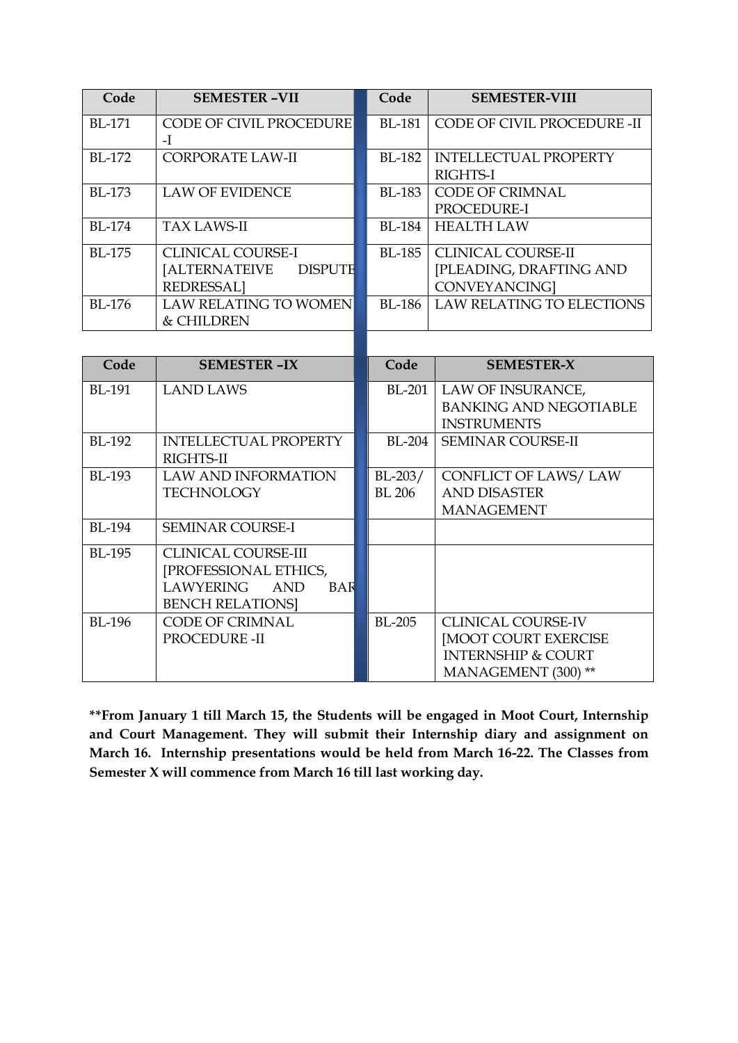| Code | SEMESTER –VII | Code | SEMESTER-VIII |
|---|---|---|---|
| BL-171 | CODE OF CIVIL PROCEDURE -I | BL-181 | CODE OF CIVIL PROCEDURE -II |
| BL-172 | CORPORATE LAW-II | BL-182 | INTELLECTUAL PROPERTY RIGHTS-I |
| BL-173 | LAW OF EVIDENCE | BL-183 | CODE OF CRIMNAL PROCEDURE-I |
| BL-174 | TAX LAWS-II | BL-184 | HEALTH LAW |
| BL-175 | CLINICAL COURSE-I [ALTERNATEIVE DISPUTE REDRESSAL] | BL-185 | CLINICAL COURSE-II [PLEADING, DRAFTING AND CONVEYANCING] |
| BL-176 | LAW RELATING TO WOMEN & CHILDREN | BL-186 | LAW RELATING TO ELECTIONS |

| Code | SEMESTER –IX | Code | SEMESTER-X |
|---|---|---|---|
| BL-191 | LAND LAWS | BL-201 | LAW OF INSURANCE, BANKING AND NEGOTIABLE INSTRUMENTS |
| BL-192 | INTELLECTUAL PROPERTY RIGHTS-II | BL-204 | SEMINAR COURSE-II |
| BL-193 | LAW AND INFORMATION TECHNOLOGY | BL-203/ BL 206 | CONFLICT OF LAWS/ LAW AND DISASTER MANAGEMENT |
| BL-194 | SEMINAR COURSE-I | | |
| BL-195 | CLINICAL COURSE-III [PROFESSIONAL ETHICS, LAWYERING AND BAR BENCH RELATIONS] | | |
| BL-196 | CODE OF CRIMNAL PROCEDURE -II | BL-205 | CLINICAL COURSE-IV [MOOT COURT EXERCISE INTERNSHIP & COURT MANAGEMENT (300) ** |

**\*\*From January 1 till March 15, the Students will be engaged in Moot Court, Internship and Court Management. They will submit their Internship diary and assignment on March 16. Internship presentations would be held from March 16-22. The Classes from Semester X will commence from March 16 till last working day.**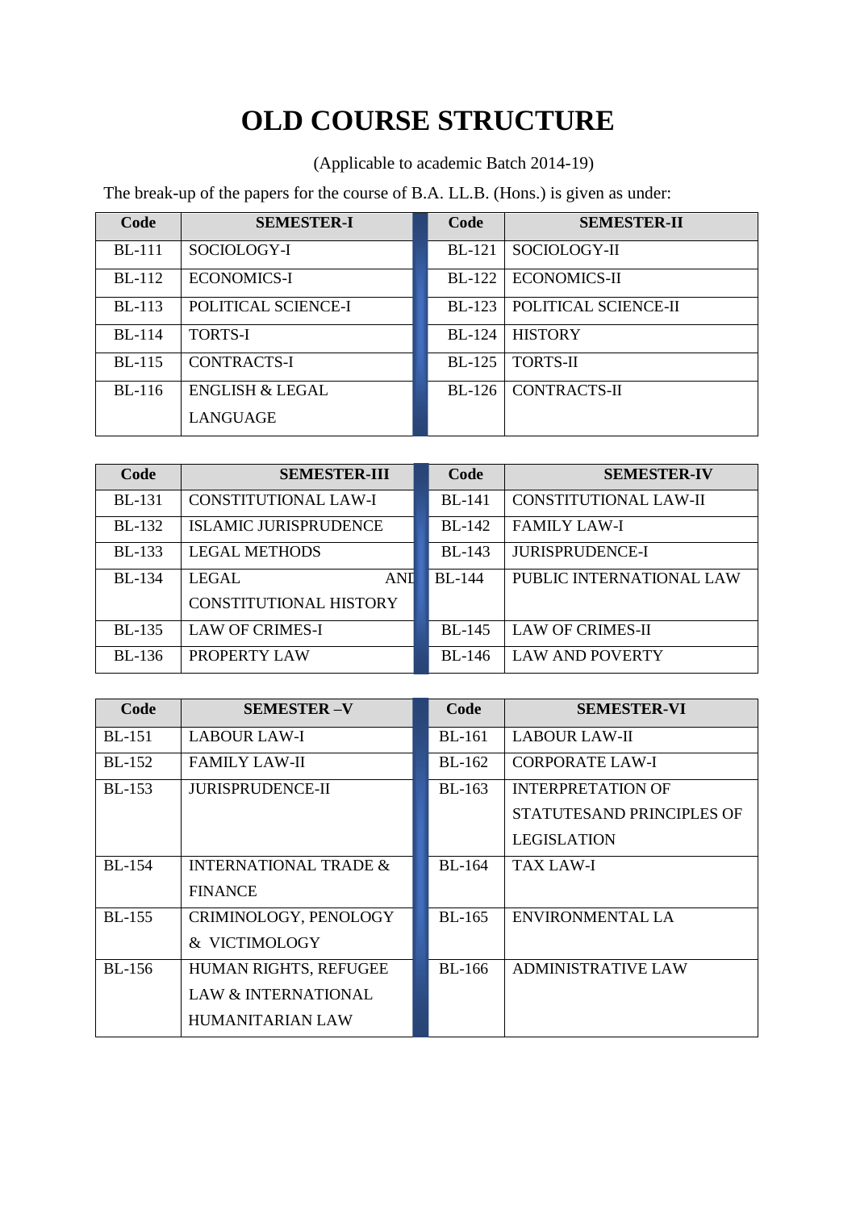# OLD COURSE STRUCTURE

(Applicable to academic Batch 2014-19)

The break-up of the papers for the course of B.A. LL.B. (Hons.) is given as under:

| Code | SEMESTER-I | Code | SEMESTER-II |
|---|---|---|---|
| BL-111 | SOCIOLOGY-I | BL-121 | SOCIOLOGY-II |
| BL-112 | ECONOMICS-I | BL-122 | ECONOMICS-II |
| BL-113 | POLITICAL SCIENCE-I | BL-123 | POLITICAL SCIENCE-II |
| BL-114 | TORTS-I | BL-124 | HISTORY |
| BL-115 | CONTRACTS-I | BL-125 | TORTS-II |
| BL-116 | ENGLISH & LEGAL LANGUAGE | BL-126 | CONTRACTS-II |

| Code | SEMESTER-III | Code | SEMESTER-IV |
|---|---|---|---|
| BL-131 | CONSTITUTIONAL LAW-I | BL-141 | CONSTITUTIONAL LAW-II |
| BL-132 | ISLAMIC JURISPRUDENCE | BL-142 | FAMILY LAW-I |
| BL-133 | LEGAL METHODS | BL-143 | JURISPRUDENCE-I |
| BL-134 | LEGAL AND CONSTITUTIONAL HISTORY | BL-144 | PUBLIC INTERNATIONAL LAW |
| BL-135 | LAW OF CRIMES-I | BL-145 | LAW OF CRIMES-II |
| BL-136 | PROPERTY LAW | BL-146 | LAW AND POVERTY |

| Code | SEMESTER –V | Code | SEMESTER-VI |
|---|---|---|---|
| BL-151 | LABOUR LAW-I | BL-161 | LABOUR LAW-II |
| BL-152 | FAMILY LAW-II | BL-162 | CORPORATE LAW-I |
| BL-153 | JURISPRUDENCE-II | BL-163 | INTERPRETATION OF STATUTESAND PRINCIPLES OF LEGISLATION |
| BL-154 | INTERNATIONAL TRADE & FINANCE | BL-164 | TAX LAW-I |
| BL-155 | CRIMINOLOGY, PENOLOGY & VICTIMOLOGY | BL-165 | ENVIRONMENTAL LA |
| BL-156 | HUMAN RIGHTS, REFUGEE LAW & INTERNATIONAL HUMANITARIAN LAW | BL-166 | ADMINISTRATIVE LAW |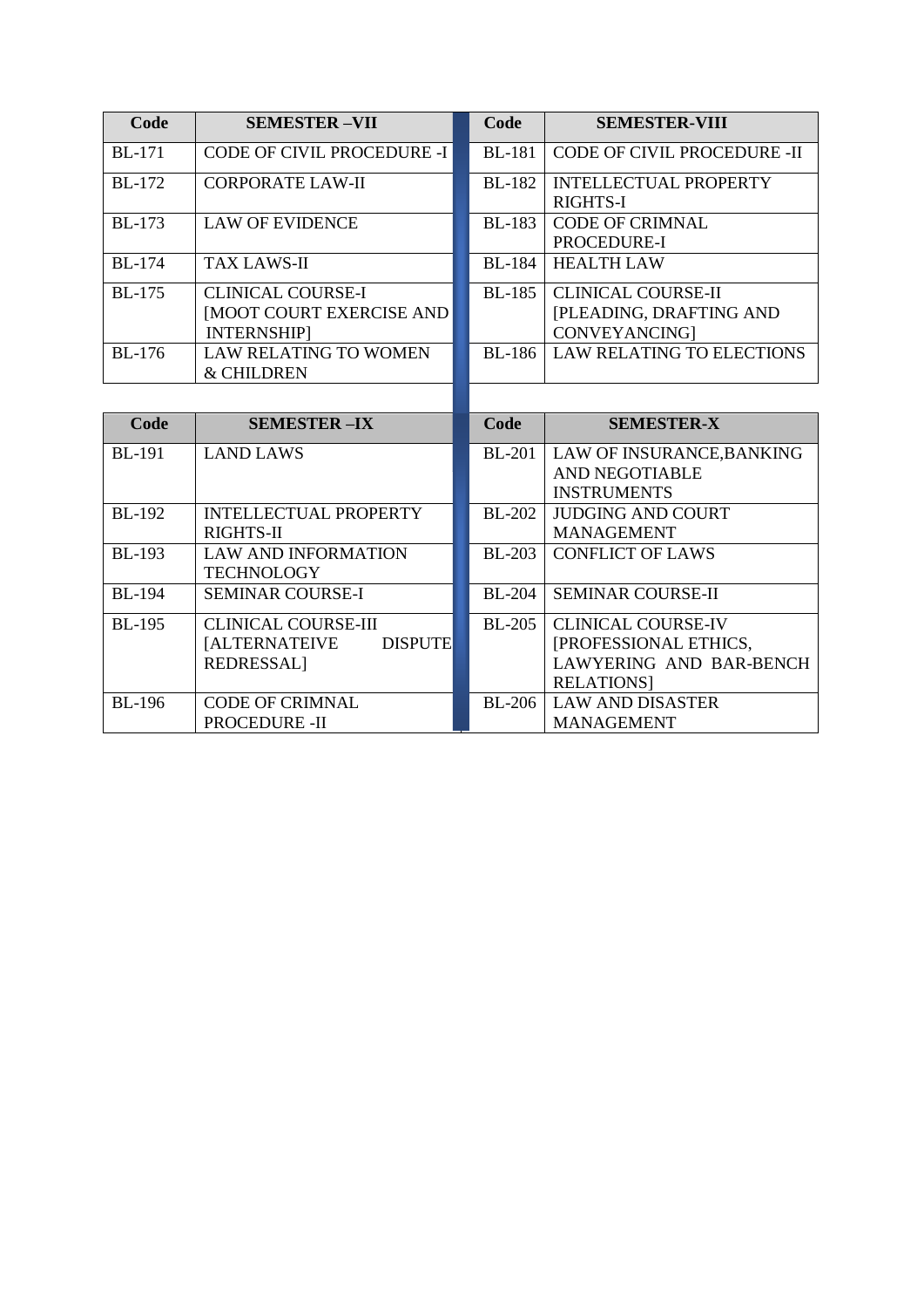| Code | SEMESTER –VII | Code | SEMESTER-VIII |
|---|---|---|---|
| BL-171 | CODE OF CIVIL PROCEDURE -I | BL-181 | CODE OF CIVIL PROCEDURE -II |
| BL-172 | CORPORATE LAW-II | BL-182 | INTELLECTUAL PROPERTY RIGHTS-I |
| BL-173 | LAW OF EVIDENCE | BL-183 | CODE OF CRIMNAL PROCEDURE-I |
| BL-174 | TAX LAWS-II | BL-184 | HEALTH LAW |
| BL-175 | CLINICAL COURSE-I [MOOT COURT EXERCISE AND INTERNSHIP] | BL-185 | CLINICAL COURSE-II [PLEADING, DRAFTING AND CONVEYANCING] |
| BL-176 | LAW RELATING TO WOMEN & CHILDREN | BL-186 | LAW RELATING TO ELECTIONS |

| Code | SEMESTER –IX | Code | SEMESTER-X |
|---|---|---|---|
| BL-191 | LAND LAWS | BL-201 | LAW OF INSURANCE,BANKING AND NEGOTIABLE INSTRUMENTS |
| BL-192 | INTELLECTUAL PROPERTY RIGHTS-II | BL-202 | JUDGING AND COURT MANAGEMENT |
| BL-193 | LAW AND INFORMATION TECHNOLOGY | BL-203 | CONFLICT OF LAWS |
| BL-194 | SEMINAR COURSE-I | BL-204 | SEMINAR COURSE-II |
| BL-195 | CLINICAL COURSE-III [ALTERNATEIVE DISPUTE REDRESSAL] | BL-205 | CLINICAL COURSE-IV [PROFESSIONAL ETHICS, LAWYERING AND BAR-BENCH RELATIONS] |
| BL-196 | CODE OF CRIMNAL PROCEDURE -II | BL-206 | LAW AND DISASTER MANAGEMENT |